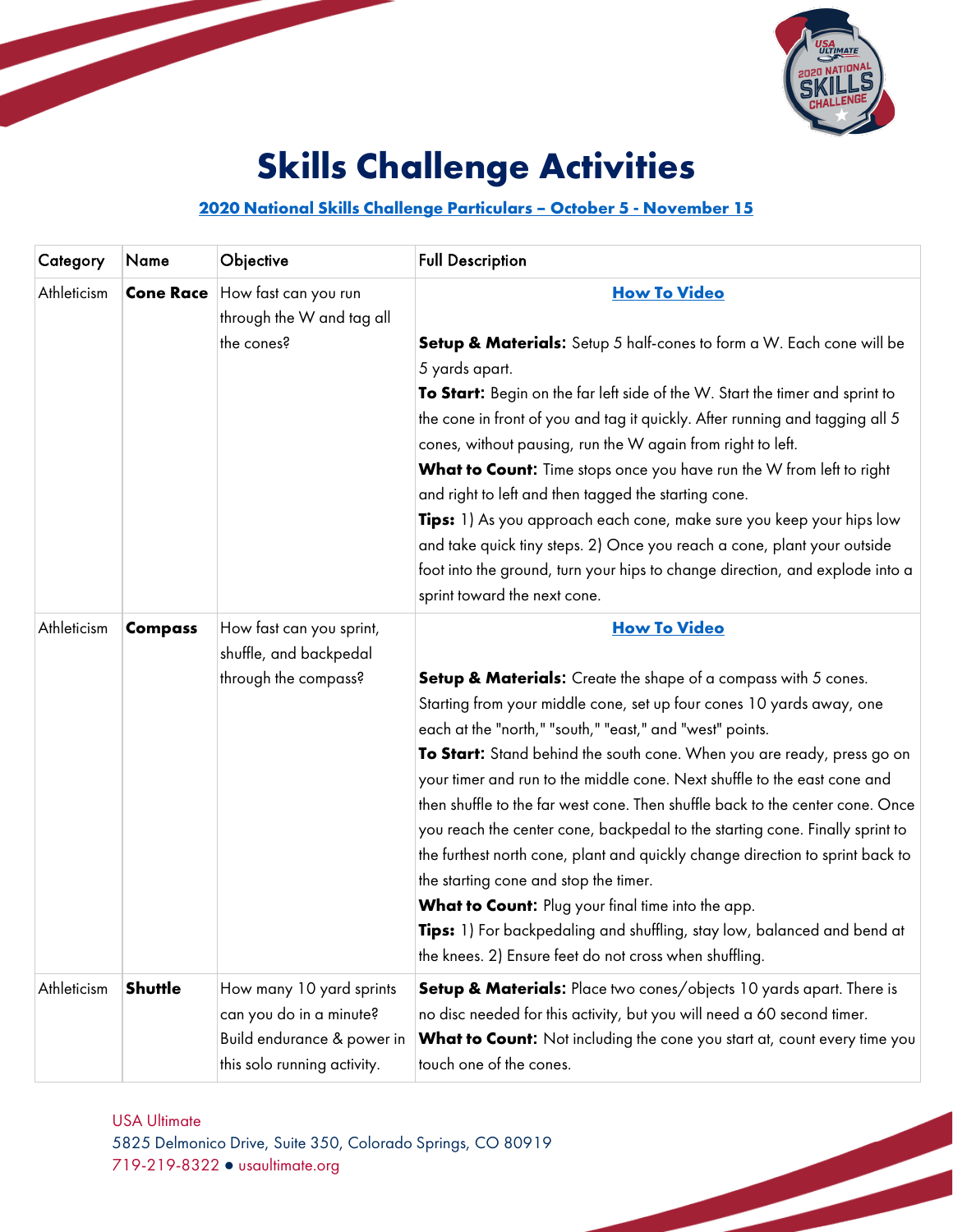# Skills Challenge Activities

**2020 National Skills Challenge Particulars – October 5 - November 15**

| Category | Name | Objective | Full Description |
|---|---|---|---|
| Athleticism | **Cone Race** | How fast can you run through the W and tag all the cones? | **How To Video**<br><br>**Setup & Materials:** Setup 5 half-cones to form a W. Each cone will be 5 yards apart.<br>**To Start:** Begin on the far left side of the W. Start the timer and sprint to the cone in front of you and tag it quickly. After running and tagging all 5 cones, without pausing, run the W again from right to left.<br>**What to Count:** Time stops once you have run the W from left to right and right to left and then tagged the starting cone.<br>**Tips:** 1) As you approach each cone, make sure you keep your hips low and take quick tiny steps. 2) Once you reach a cone, plant your outside foot into the ground, turn your hips to change direction, and explode into a sprint toward the next cone. |
| Athleticism | **Compass** | How fast can you sprint, shuffle, and backpedal through the compass? | **How To Video**<br><br>**Setup & Materials:** Create the shape of a compass with 5 cones. Starting from your middle cone, set up four cones 10 yards away, one each at the "north," "south," "east," and "west" points.<br>**To Start:** Stand behind the south cone. When you are ready, press go on your timer and run to the middle cone. Next shuffle to the east cone and then shuffle to the far west cone. Then shuffle back to the center cone. Once you reach the center cone, backpedal to the starting cone. Finally sprint to the furthest north cone, plant and quickly change direction to sprint back to the starting cone and stop the timer.<br>**What to Count:** Plug your final time into the app.<br>**Tips:** 1) For backpedaling and shuffling, stay low, balanced and bend at the knees. 2) Ensure feet do not cross when shuffling. |
| Athleticism | **Shuttle** | How many 10 yard sprints can you do in a minute? Build endurance & power in this solo running activity. | **Setup & Materials:** Place two cones/objects 10 yards apart. There is no disc needed for this activity, but you will need a 60 second timer.<br>**What to Count:** Not including the cone you start at, count every time you touch one of the cones. |

USA Ultimate
5825 Delmonico Drive, Suite 350, Colorado Springs, CO 80919
719-219-8322 ● usaultimate.org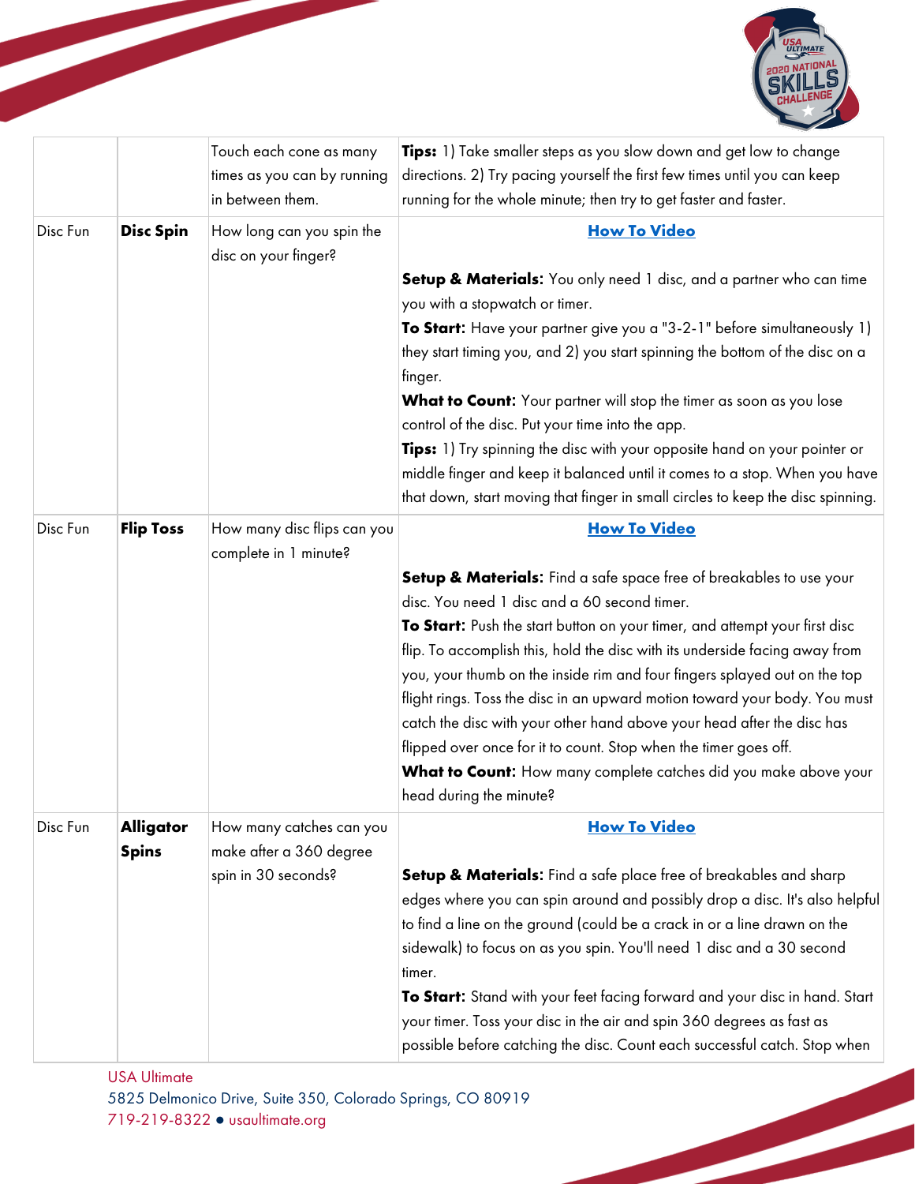| | | | |
|---|---|---|---|
| | | Touch each cone as many times as you can by running in between them. | **Tips:** 1) Take smaller steps as you slow down and get low to change directions. 2) Try pacing yourself the first few times until you can keep running for the whole minute; then try to get faster and faster. |
| Disc Fun | **Disc Spin** | How long can you spin the disc on your finger? | **How To Video**<br><br>**Setup & Materials:** You only need 1 disc, and a partner who can time you with a stopwatch or timer.<br>**To Start:** Have your partner give you a "3-2-1" before simultaneously 1) they start timing you, and 2) you start spinning the bottom of the disc on a finger.<br>**What to Count:** Your partner will stop the timer as soon as you lose control of the disc. Put your time into the app.<br>**Tips:** 1) Try spinning the disc with your opposite hand on your pointer or middle finger and keep it balanced until it comes to a stop. When you have that down, start moving that finger in small circles to keep the disc spinning. |
| Disc Fun | **Flip Toss** | How many disc flips can you complete in 1 minute? | **How To Video**<br><br>**Setup & Materials:** Find a safe space free of breakables to use your disc. You need 1 disc and a 60 second timer.<br>**To Start:** Push the start button on your timer, and attempt your first disc flip. To accomplish this, hold the disc with its underside facing away from you, your thumb on the inside rim and four fingers splayed out on the top flight rings. Toss the disc in an upward motion toward your body. You must catch the disc with your other hand above your head after the disc has flipped over once for it to count. Stop when the timer goes off.<br>**What to Count:** How many complete catches did you make above your head during the minute? |
| Disc Fun | **Alligator Spins** | How many catches can you make after a 360 degree spin in 30 seconds? | **How To Video**<br><br>**Setup & Materials:** Find a safe place free of breakables and sharp edges where you can spin around and possibly drop a disc. It's also helpful to find a line on the ground (could be a crack in or a line drawn on the sidewalk) to focus on as you spin. You'll need 1 disc and a 30 second timer.<br>**To Start:** Stand with your feet facing forward and your disc in hand. Start your timer. Toss your disc in the air and spin 360 degrees as fast as possible before catching the disc. Count each successful catch. Stop when |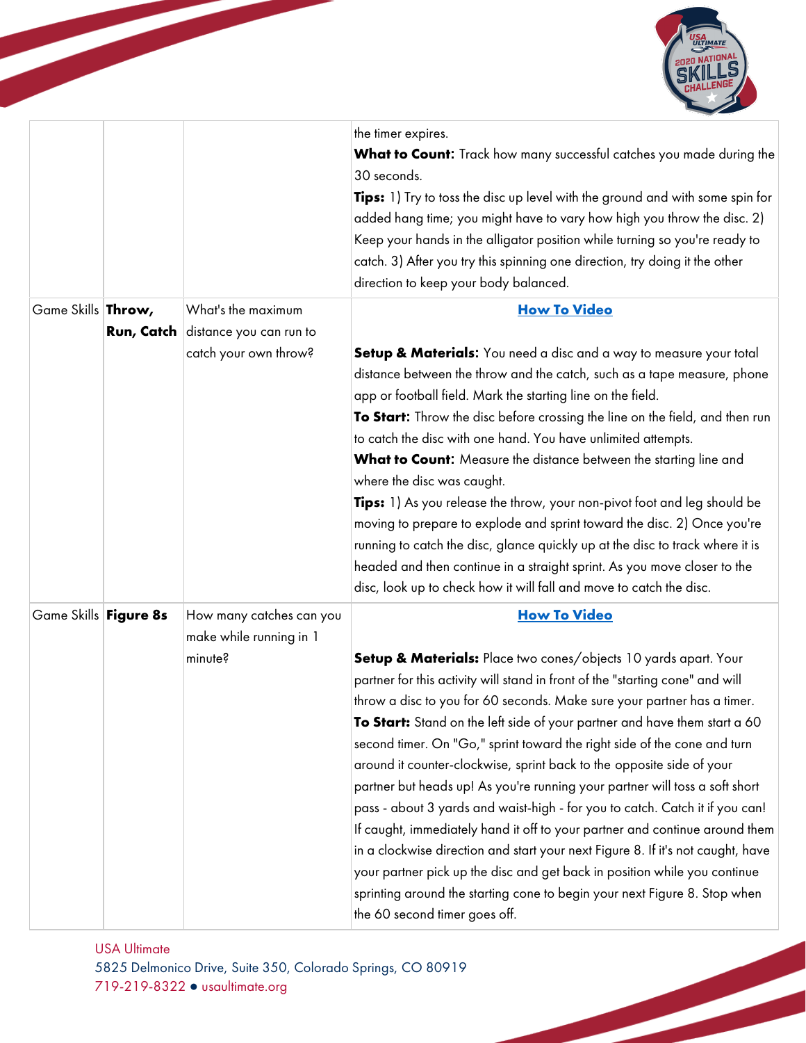| | | | |
|---|---|---|---|
| | | | the timer expires.<br>**What to Count:** Track how many successful catches you made during the 30 seconds.<br>**Tips:** 1) Try to toss the disc up level with the ground and with some spin for added hang time; you might have to vary how high you throw the disc. 2) Keep your hands in the alligator position while turning so you're ready to catch. 3) After you try this spinning one direction, try doing it the other direction to keep your body balanced. |
| Game Skills | **Throw, Run, Catch** | What's the maximum distance you can run to catch your own throw? | **How To Video**<br><br>**Setup & Materials:** You need a disc and a way to measure your total distance between the throw and the catch, such as a tape measure, phone app or football field. Mark the starting line on the field.<br>**To Start:** Throw the disc before crossing the line on the field, and then run to catch the disc with one hand. You have unlimited attempts.<br>**What to Count:** Measure the distance between the starting line and where the disc was caught.<br>**Tips:** 1) As you release the throw, your non-pivot foot and leg should be moving to prepare to explode and sprint toward the disc. 2) Once you're running to catch the disc, glance quickly up at the disc to track where it is headed and then continue in a straight sprint. As you move closer to the disc, look up to check how it will fall and move to catch the disc. |
| Game Skills | **Figure 8s** | How many catches can you make while running in 1 minute? | **How To Video**<br><br>**Setup & Materials:** Place two cones/objects 10 yards apart. Your partner for this activity will stand in front of the "starting cone" and will throw a disc to you for 60 seconds. Make sure your partner has a timer.<br>**To Start:** Stand on the left side of your partner and have them start a 60 second timer. On "Go," sprint toward the right side of the cone and turn around it counter-clockwise, sprint back to the opposite side of your partner but heads up! As you're running your partner will toss a soft short pass - about 3 yards and waist-high - for you to catch. Catch it if you can! If caught, immediately hand it off to your partner and continue around them in a clockwise direction and start your next Figure 8. If it's not caught, have your partner pick up the disc and get back in position while you continue sprinting around the starting cone to begin your next Figure 8. Stop when the 60 second timer goes off. |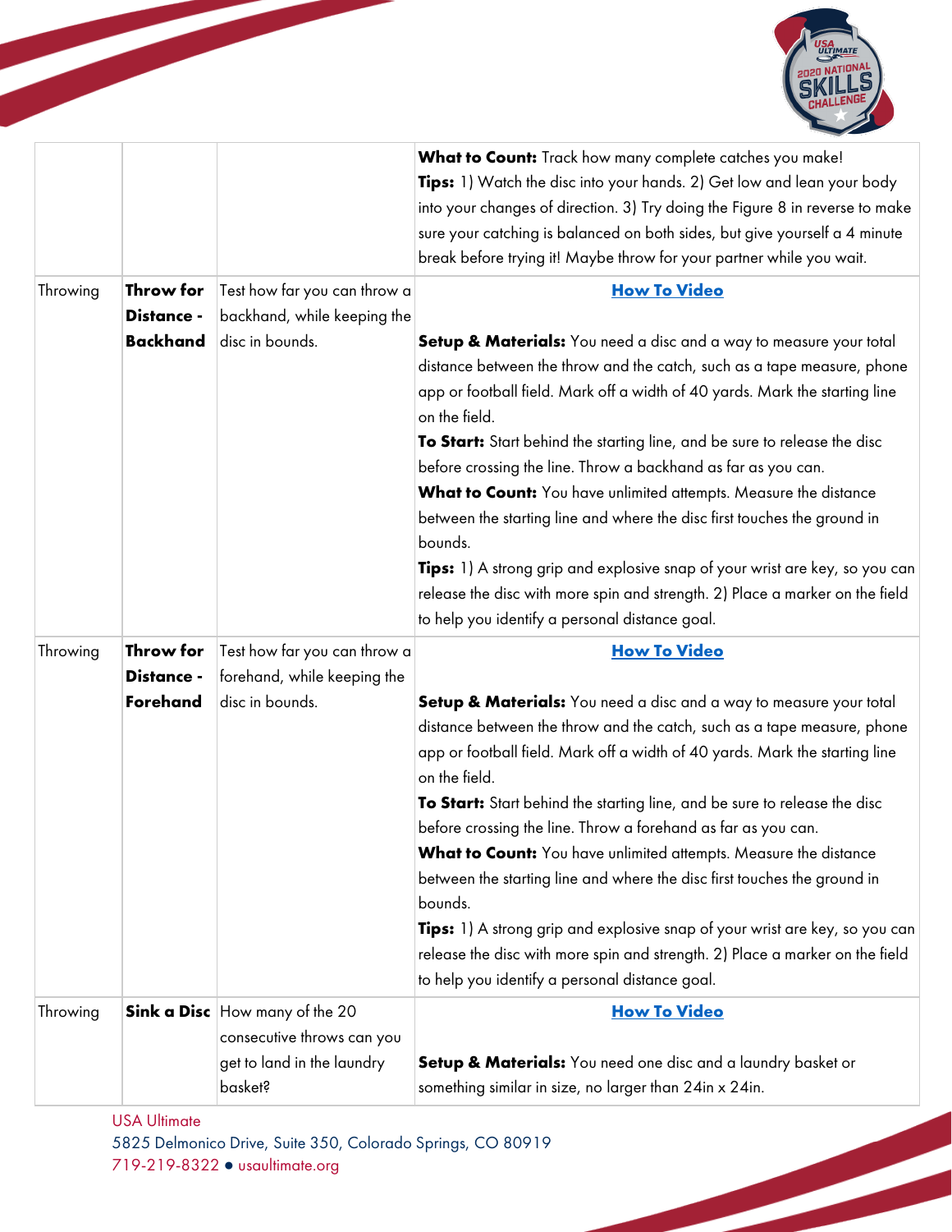| | | | |
|---|---|---|---|
| | | | **What to Count:** Track how many complete catches you make!<br>**Tips:** 1) Watch the disc into your hands. 2) Get low and lean your body into your changes of direction. 3) Try doing the Figure 8 in reverse to make sure your catching is balanced on both sides, but give yourself a 4 minute break before trying it! Maybe throw for your partner while you wait. |
| Throwing | **Throw for Distance - Backhand** | Test how far you can throw a backhand, while keeping the disc in bounds. | **How To Video**<br><br>**Setup & Materials:** You need a disc and a way to measure your total distance between the throw and the catch, such as a tape measure, phone app or football field. Mark off a width of 40 yards. Mark the starting line on the field.<br>**To Start:** Start behind the starting line, and be sure to release the disc before crossing the line. Throw a backhand as far as you can.<br>**What to Count:** You have unlimited attempts. Measure the distance between the starting line and where the disc first touches the ground in bounds.<br>**Tips:** 1) A strong grip and explosive snap of your wrist are key, so you can release the disc with more spin and strength. 2) Place a marker on the field to help you identify a personal distance goal. |
| Throwing | **Throw for Distance - Forehand** | Test how far you can throw a forehand, while keeping the disc in bounds. | **How To Video**<br><br>**Setup & Materials:** You need a disc and a way to measure your total distance between the throw and the catch, such as a tape measure, phone app or football field. Mark off a width of 40 yards. Mark the starting line on the field.<br>**To Start:** Start behind the starting line, and be sure to release the disc before crossing the line. Throw a forehand as far as you can.<br>**What to Count:** You have unlimited attempts. Measure the distance between the starting line and where the disc first touches the ground in bounds.<br>**Tips:** 1) A strong grip and explosive snap of your wrist are key, so you can release the disc with more spin and strength. 2) Place a marker on the field to help you identify a personal distance goal. |
| Throwing | **Sink a Disc** | How many of the 20 consecutive throws can you get to land in the laundry basket? | **How To Video**<br><br>**Setup & Materials:** You need one disc and a laundry basket or something similar in size, no larger than 24in x 24in. |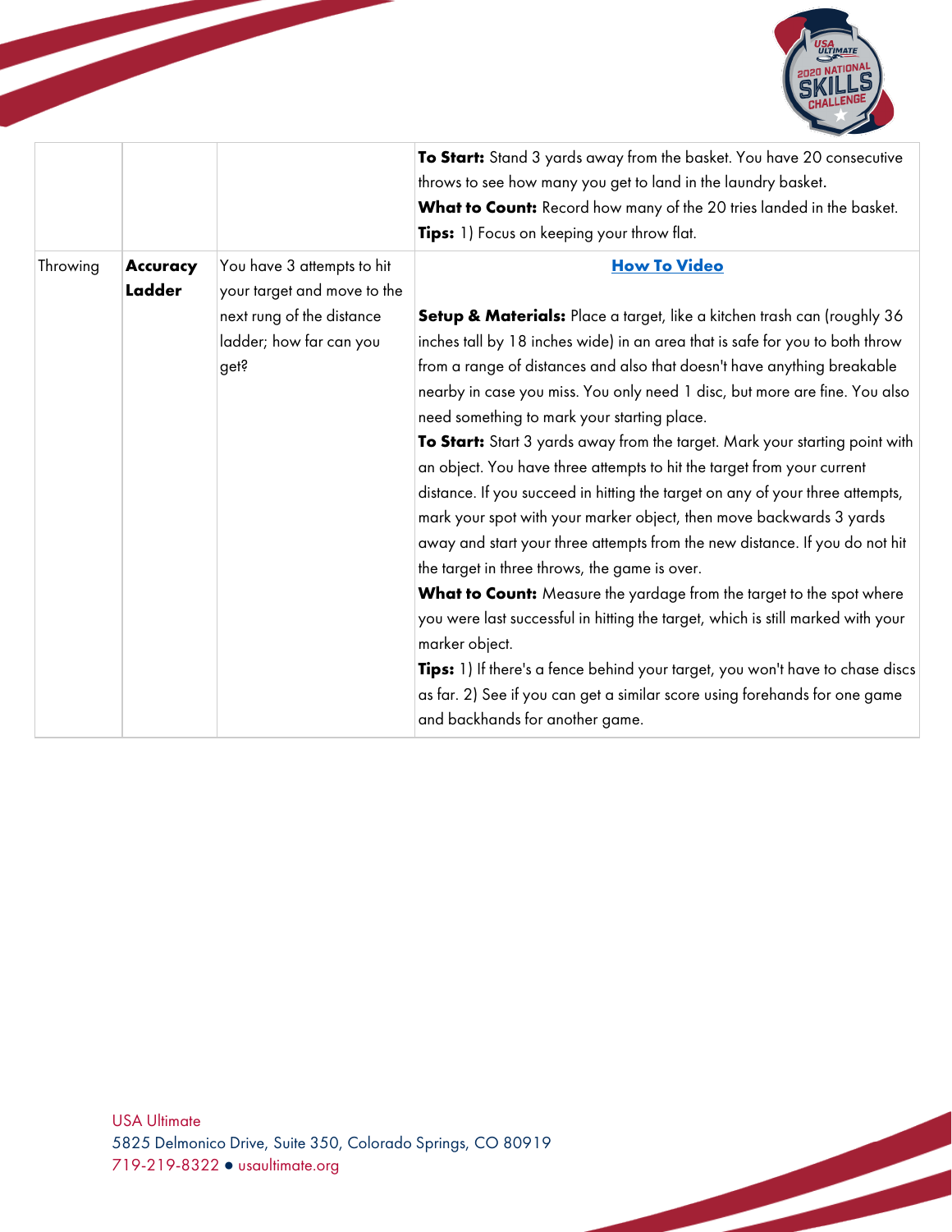|  |  |  |  |
|---|---|---|---|
|  |  |  | **To Start:** Stand 3 yards away from the basket. You have 20 consecutive throws to see how many you get to land in the laundry basket.<br>**What to Count:** Record how many of the 20 tries landed in the basket.<br>**Tips:** 1) Focus on keeping your throw flat. |
| Throwing | **Accuracy Ladder** | You have 3 attempts to hit your target and move to the next rung of the distance ladder; how far can you get? | **How To Video**<br><br>**Setup & Materials:** Place a target, like a kitchen trash can (roughly 36 inches tall by 18 inches wide) in an area that is safe for you to both throw from a range of distances and also that doesn't have anything breakable nearby in case you miss. You only need 1 disc, but more are fine. You also need something to mark your starting place.<br>**To Start:** Start 3 yards away from the target. Mark your starting point with an object. You have three attempts to hit the target from your current distance. If you succeed in hitting the target on any of your three attempts, mark your spot with your marker object, then move backwards 3 yards away and start your three attempts from the new distance. If you do not hit the target in three throws, the game is over.<br>**What to Count:** Measure the yardage from the target to the spot where you were last successful in hitting the target, which is still marked with your marker object.<br>**Tips:** 1) If there's a fence behind your target, you won't have to chase discs as far. 2) See if you can get a similar score using forehands for one game and backhands for another game. |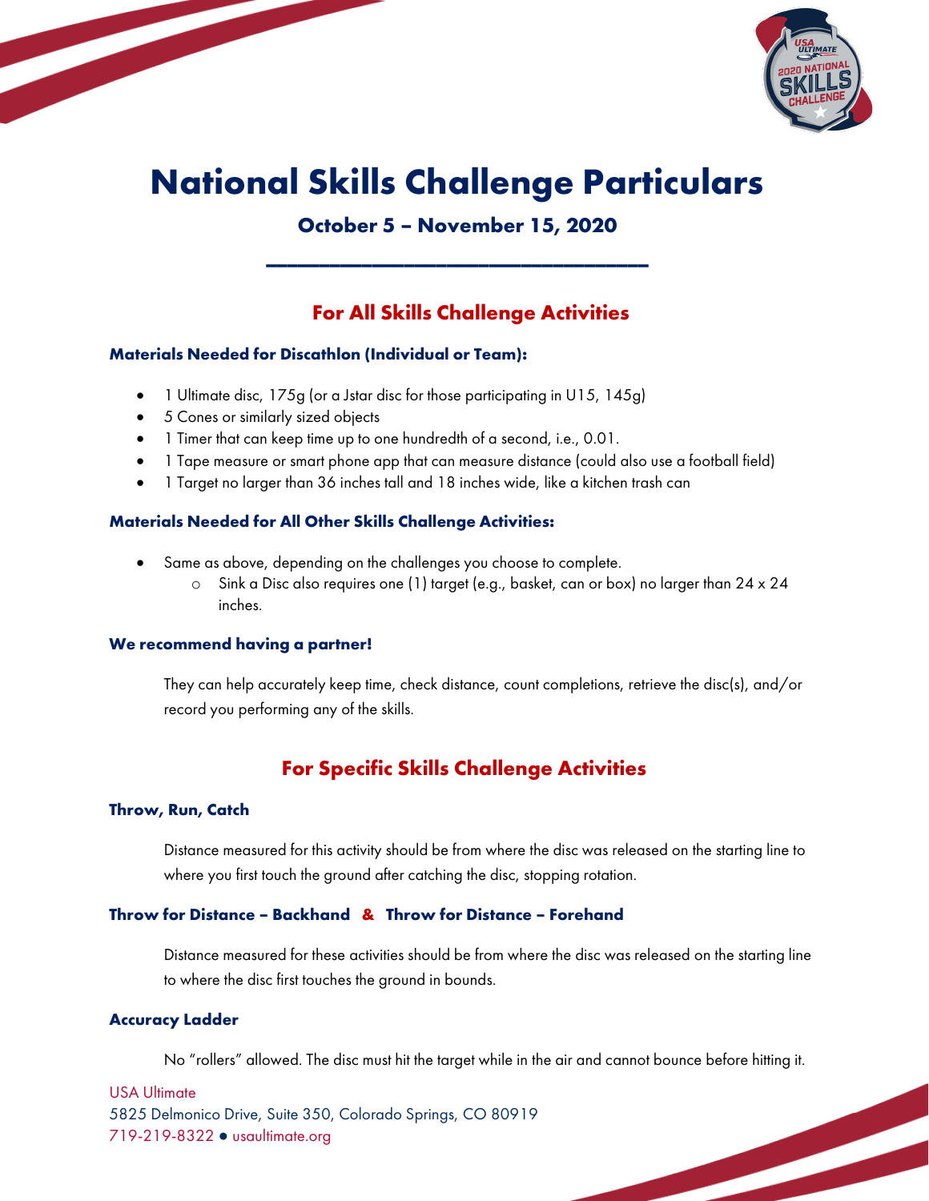# National Skills Challenge Particulars

### October 5 – November 15, 2020

---

## For All Skills Challenge Activities

**Materials Needed for Discathlon (Individual or Team):**

- 1 Ultimate disc, 175g (or a Jstar disc for those participating in U15, 145g)
- 5 Cones or similarly sized objects
- 1 Timer that can keep time up to one hundredth of a second, i.e., 0.01.
- 1 Tape measure or smart phone app that can measure distance (could also use a football field)
- 1 Target no larger than 36 inches tall and 18 inches wide, like a kitchen trash can

**Materials Needed for All Other Skills Challenge Activities:**

- Same as above, depending on the challenges you choose to complete.
  - Sink a Disc also requires one (1) target (e.g., basket, can or box) no larger than 24 x 24 inches.

**We recommend having a partner!**

They can help accurately keep time, check distance, count completions, retrieve the disc(s), and/or record you performing any of the skills.

## For Specific Skills Challenge Activities

**Throw, Run, Catch**

Distance measured for this activity should be from where the disc was released on the starting line to where you first touch the ground after catching the disc, stopping rotation.

**Throw for Distance – Backhand & Throw for Distance – Forehand**

Distance measured for these activities should be from where the disc was released on the starting line to where the disc first touches the ground in bounds.

**Accuracy Ladder**

No "rollers" allowed. The disc must hit the target while in the air and cannot bounce before hitting it.

USA Ultimate
5825 Delmonico Drive, Suite 350, Colorado Springs, CO 80919
719-219-8322 ● usaultimate.org